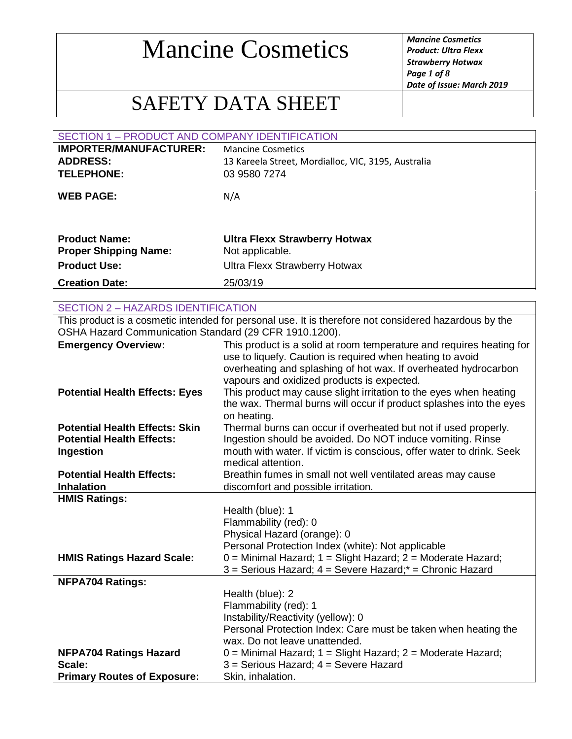# Mancine Cosmetics

# SAFETY DATA SHEET

## SECTION 1 – PRODUCT AND COMPANY IDENTIFICATION

| | |
|---|---|
| **IMPORTER/MANUFACTURER:** | Mancine Cosmetics |
| **ADDRESS:** | 13 Kareela Street, Mordialloc, VIC, 3195, Australia |
| **TELEPHONE:** | 03 9580 7274 |
| **WEB PAGE:** | N/A |
| **Product Name:** | **Ultra Flexx Strawberry Hotwax** |
| **Proper Shipping Name:** | Not applicable. |
| **Product Use:** | Ultra Flexx Strawberry Hotwax |
| **Creation Date:** | 25/03/19 |

## SECTION 2 – HAZARDS IDENTIFICATION

This product is a cosmetic intended for personal use. It is therefore not considered hazardous by the OSHA Hazard Communication Standard (29 CFR 1910.1200).

| | |
|---|---|
| **Emergency Overview:** | This product is a solid at room temperature and requires heating for use to liquefy. Caution is required when heating to avoid overheating and splashing of hot wax. If overheated hydrocarbon vapours and oxidized products is expected. |
| **Potential Health Effects: Eyes** | This product may cause slight irritation to the eyes when heating the wax. Thermal burns will occur if product splashes into the eyes on heating. |
| **Potential Health Effects: Skin** | Thermal burns can occur if overheated but not if used properly. |
| **Potential Health Effects: Ingestion** | Ingestion should be avoided. Do NOT induce vomiting. Rinse mouth with water. If victim is conscious, offer water to drink. Seek medical attention. |
| **Potential Health Effects: Inhalation** | Breathin fumes in small not well ventilated areas may cause discomfort and possible irritation. |
| **HMIS Ratings:** | Health (blue): 1<br>Flammability (red): 0<br>Physical Hazard (orange): 0<br>Personal Protection Index (white): Not applicable |
| **HMIS Ratings Hazard Scale:** | 0 = Minimal Hazard; 1 = Slight Hazard; 2 = Moderate Hazard; 3 = Serious Hazard; 4 = Severe Hazard;* = Chronic Hazard |
| **NFPA704 Ratings:** | Health (blue): 2<br>Flammability (red): 1<br>Instability/Reactivity (yellow): 0<br>Personal Protection Index: Care must be taken when heating the wax. Do not leave unattended. |
| **NFPA704 Ratings Hazard Scale:** | 0 = Minimal Hazard; 1 = Slight Hazard; 2 = Moderate Hazard; 3 = Serious Hazard; 4 = Severe Hazard |
| **Primary Routes of Exposure:** | Skin, inhalation. |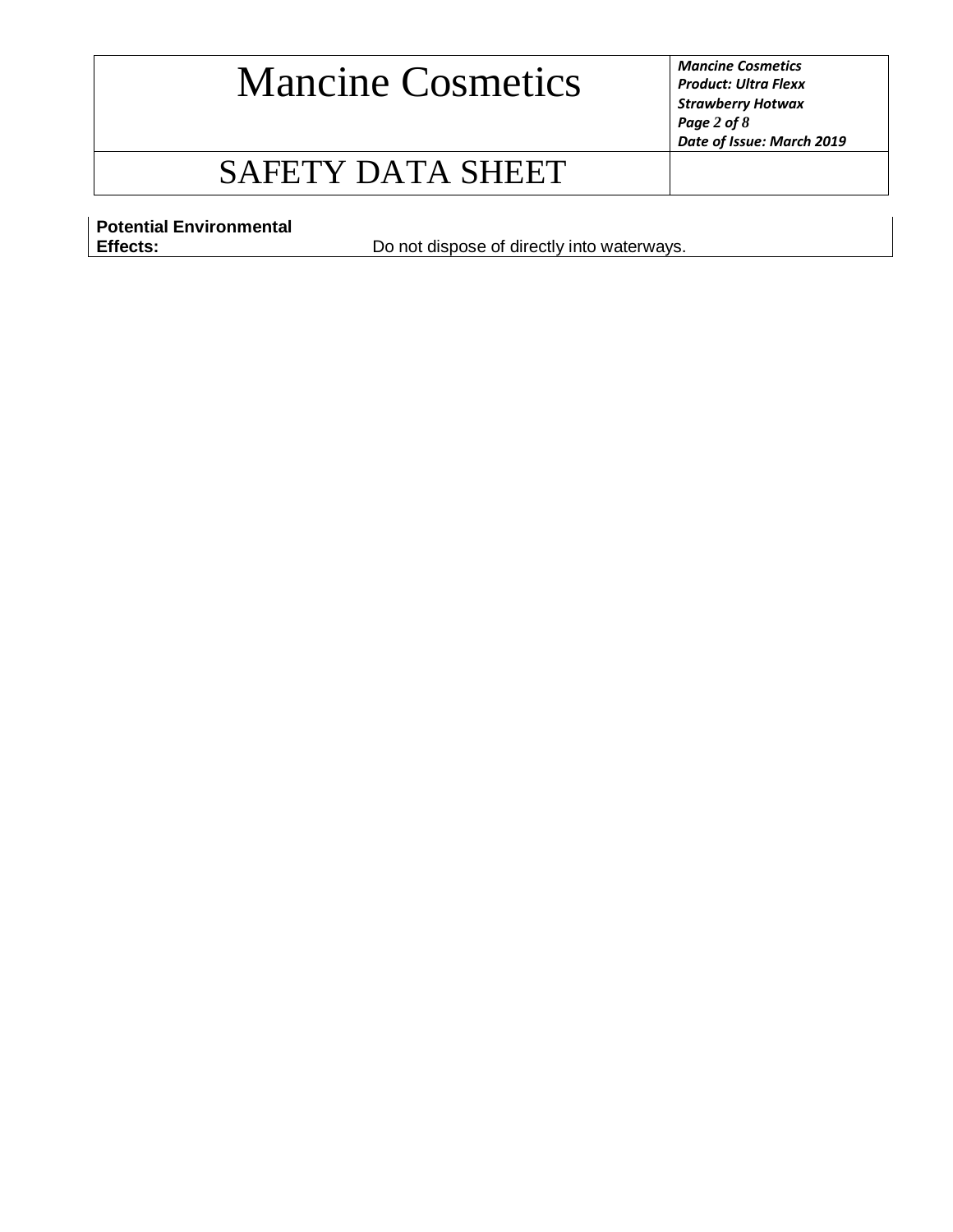| | |
|---|---|
| **Potential Environmental Effects:** | Do not dispose of directly into waterways. |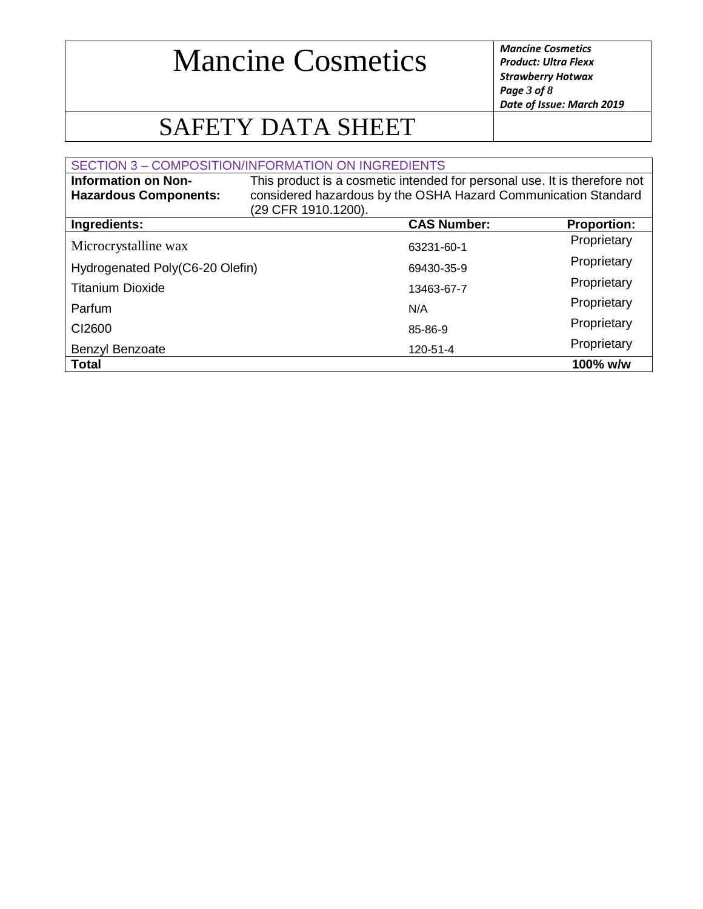## SECTION 3 – COMPOSITION/INFORMATION ON INGREDIENTS

**Information on Non-Hazardous Components:** This product is a cosmetic intended for personal use. It is therefore not considered hazardous by the OSHA Hazard Communication Standard (29 CFR 1910.1200).

| Ingredients: | CAS Number: | Proportion: |
| --- | --- | --- |
| Microcrystalline wax | 63231-60-1 | Proprietary |
| Hydrogenated Poly(C6-20 Olefin) | 69430-35-9 | Proprietary |
| Titanium Dioxide | 13463-67-7 | Proprietary |
| Parfum | N/A | Proprietary |
| CI2600 | 85-86-9 | Proprietary |
| Benzyl Benzoate | 120-51-4 | Proprietary |
| **Total** | | **100% w/w** |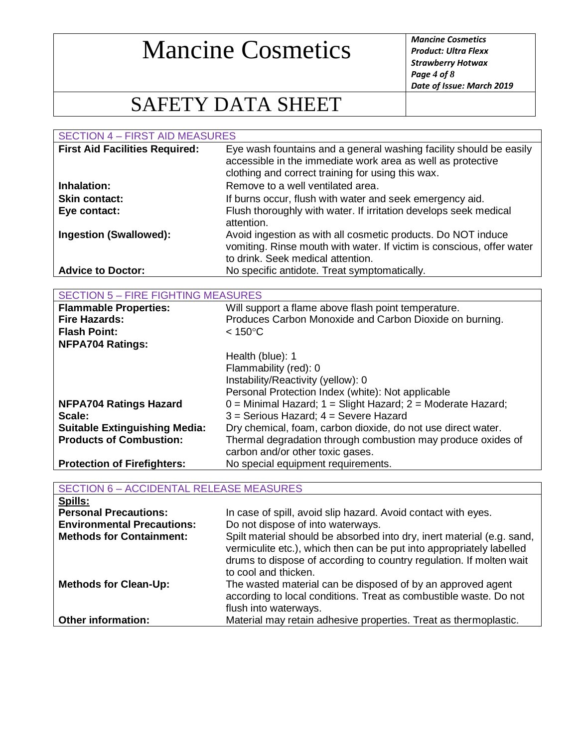## SECTION 4 – FIRST AID MEASURES

| | |
|---|---|
| **First Aid Facilities Required:** | Eye wash fountains and a general washing facility should be easily accessible in the immediate work area as well as protective clothing and correct training for using this wax. |
| **Inhalation:** | Remove to a well ventilated area. |
| **Skin contact:** | If burns occur, flush with water and seek emergency aid. |
| **Eye contact:** | Flush thoroughly with water. If irritation develops seek medical attention. |
| **Ingestion (Swallowed):** | Avoid ingestion as with all cosmetic products. Do NOT induce vomiting. Rinse mouth with water. If victim is conscious, offer water to drink. Seek medical attention. |
| **Advice to Doctor:** | No specific antidote. Treat symptomatically. |

## SECTION 5 – FIRE FIGHTING MEASURES

| | |
|---|---|
| **Flammable Properties:** | Will support a flame above flash point temperature. |
| **Fire Hazards:** | Produces Carbon Monoxide and Carbon Dioxide on burning. |
| **Flash Point:** | < 150°C |
| **NFPA704 Ratings:** | Health (blue): 1<br>Flammability (red): 0<br>Instability/Reactivity (yellow): 0<br>Personal Protection Index (white): Not applicable |
| **NFPA704 Ratings Hazard Scale:** | 0 = Minimal Hazard; 1 = Slight Hazard; 2 = Moderate Hazard; 3 = Serious Hazard; 4 = Severe Hazard |
| **Suitable Extinguishing Media:** | Dry chemical, foam, carbon dioxide, do not use direct water. |
| **Products of Combustion:** | Thermal degradation through combustion may produce oxides of carbon and/or other toxic gases. |
| **Protection of Firefighters:** | No special equipment requirements. |

## SECTION 6 – ACCIDENTAL RELEASE MEASURES

**Spills:**

| | |
|---|---|
| **Personal Precautions:** | In case of spill, avoid slip hazard. Avoid contact with eyes. |
| **Environmental Precautions:** | Do not dispose of into waterways. |
| **Methods for Containment:** | Spilt material should be absorbed into dry, inert material (e.g. sand, vermiculite etc.), which then can be put into appropriately labelled drums to dispose of according to country regulation. If molten wait to cool and thicken. |
| **Methods for Clean-Up:** | The wasted material can be disposed of by an approved agent according to local conditions. Treat as combustible waste. Do not flush into waterways. |
| **Other information:** | Material may retain adhesive properties. Treat as thermoplastic. |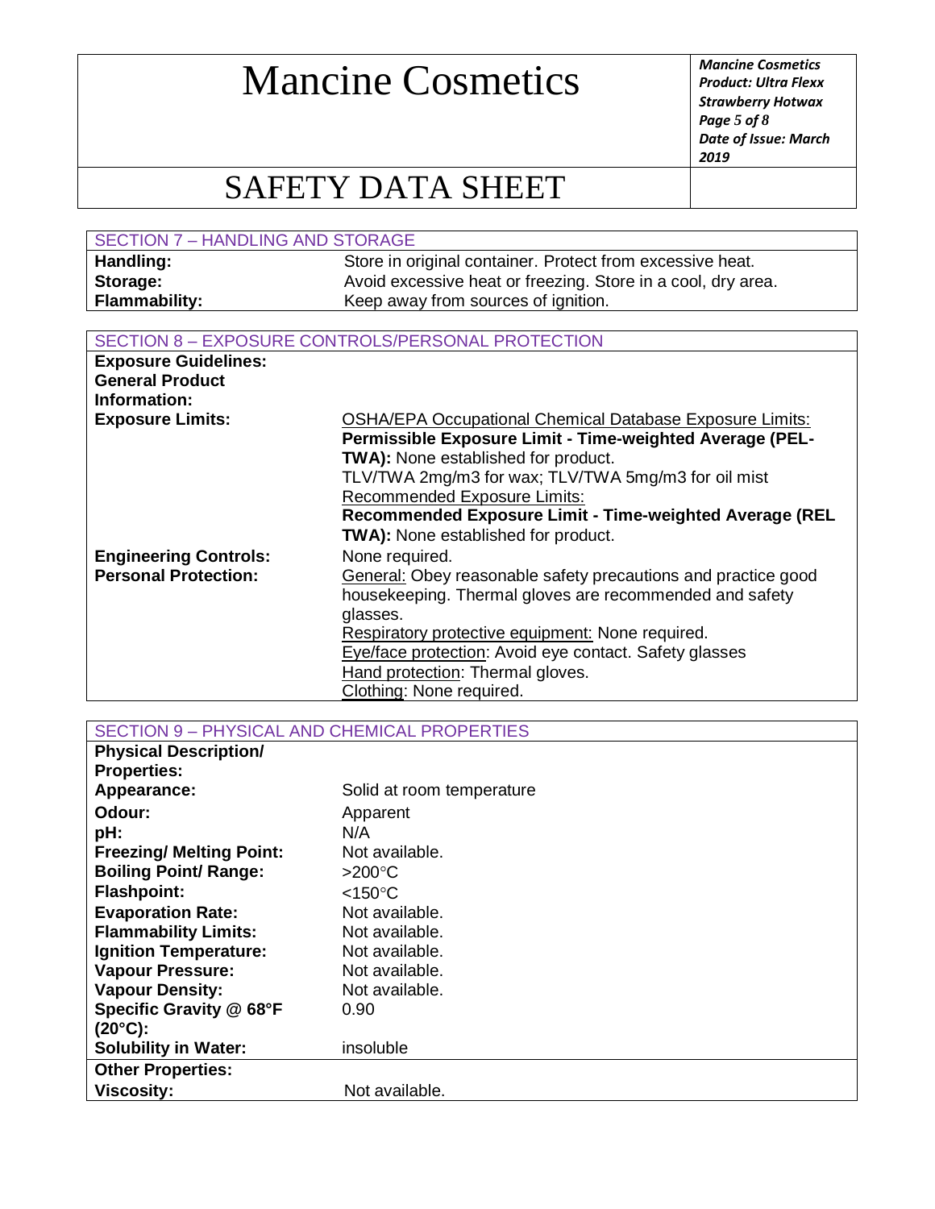## SECTION 7 – HANDLING AND STORAGE

| | |
|---|---|
| **Handling:** | Store in original container. Protect from excessive heat. |
| **Storage:** | Avoid excessive heat or freezing. Store in a cool, dry area. |
| **Flammability:** | Keep away from sources of ignition. |

## SECTION 8 – EXPOSURE CONTROLS/PERSONAL PROTECTION

| | |
|---|---|
| **Exposure Guidelines:** | |
| **General Product Information:** | |
| **Exposure Limits:** | OSHA/EPA Occupational Chemical Database Exposure Limits:<br>**Permissible Exposure Limit - Time-weighted Average (PEL-TWA):** None established for product.<br>TLV/TWA 2mg/m3 for wax; TLV/TWA 5mg/m3 for oil mist<br>Recommended Exposure Limits:<br>**Recommended Exposure Limit - Time-weighted Average (REL TWA):** None established for product. |
| **Engineering Controls:** | None required. |
| **Personal Protection:** | General: Obey reasonable safety precautions and practice good housekeeping. Thermal gloves are recommended and safety glasses.<br>Respiratory protective equipment: None required.<br>Eye/face protection: Avoid eye contact. Safety glasses<br>Hand protection: Thermal gloves.<br>Clothing: None required. |

## SECTION 9 – PHYSICAL AND CHEMICAL PROPERTIES

| | |
|---|---|
| **Physical Description/ Properties:** | |
| **Appearance:** | Solid at room temperature |
| **Odour:** | Apparent |
| **pH:** | N/A |
| **Freezing/ Melting Point:** | Not available. |
| **Boiling Point/ Range:** | >200°C |
| **Flashpoint:** | <150°C |
| **Evaporation Rate:** | Not available. |
| **Flammability Limits:** | Not available. |
| **Ignition Temperature:** | Not available. |
| **Vapour Pressure:** | Not available. |
| **Vapour Density:** | Not available. |
| **Specific Gravity @ 68°F (20°C):** | 0.90 |
| **Solubility in Water:** | insoluble |
| **Other Properties:** | |
| **Viscosity:** | Not available. |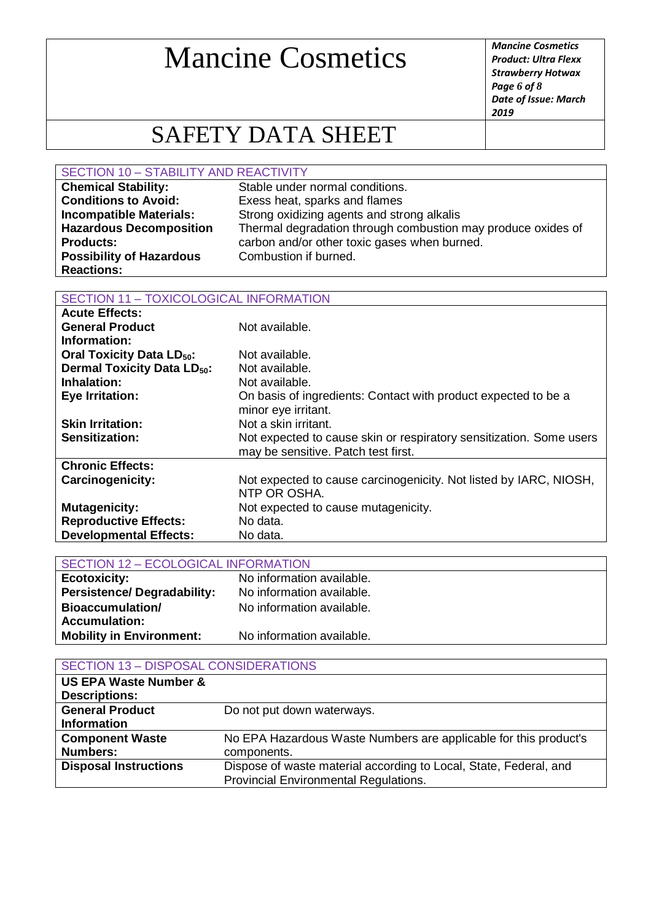## SECTION 10 – STABILITY AND REACTIVITY

| | |
|---|---|
| **Chemical Stability:** | Stable under normal conditions. |
| **Conditions to Avoid:** | Exess heat, sparks and flames |
| **Incompatible Materials:** | Strong oxidizing agents and strong alkalis |
| **Hazardous Decomposition Products:** | Thermal degradation through combustion may produce oxides of carbon and/or other toxic gases when burned. |
| **Possibility of Hazardous Reactions:** | Combustion if burned. |

## SECTION 11 – TOXICOLOGICAL INFORMATION

| | |
|---|---|
| **Acute Effects:** | |
| **General Product Information:** | Not available. |
| **Oral Toxicity Data $LD_{50}$:** | Not available. |
| **Dermal Toxicity Data $LD_{50}$:** | Not available. |
| **Inhalation:** | Not available. |
| **Eye Irritation:** | On basis of ingredients: Contact with product expected to be a minor eye irritant. |
| **Skin Irritation:** | Not a skin irritant. |
| **Sensitization:** | Not expected to cause skin or respiratory sensitization. Some users may be sensitive. Patch test first. |
| **Chronic Effects:** | |
| **Carcinogenicity:** | Not expected to cause carcinogenicity. Not listed by IARC, NIOSH, NTP OR OSHA. |
| **Mutagenicity:** | Not expected to cause mutagenicity. |
| **Reproductive Effects:** | No data. |
| **Developmental Effects:** | No data. |

## SECTION 12 – ECOLOGICAL INFORMATION

| | |
|---|---|
| **Ecotoxicity:** | No information available. |
| **Persistence/ Degradability:** | No information available. |
| **Bioaccumulation/ Accumulation:** | No information available. |
| **Mobility in Environment:** | No information available. |

## SECTION 13 – DISPOSAL CONSIDERATIONS

| | |
|---|---|
| **US EPA Waste Number & Descriptions:** | |
| **General Product Information** | Do not put down waterways. |
| **Component Waste Numbers:** | No EPA Hazardous Waste Numbers are applicable for this product's components. |
| **Disposal Instructions** | Dispose of waste material according to Local, State, Federal, and Provincial Environmental Regulations. |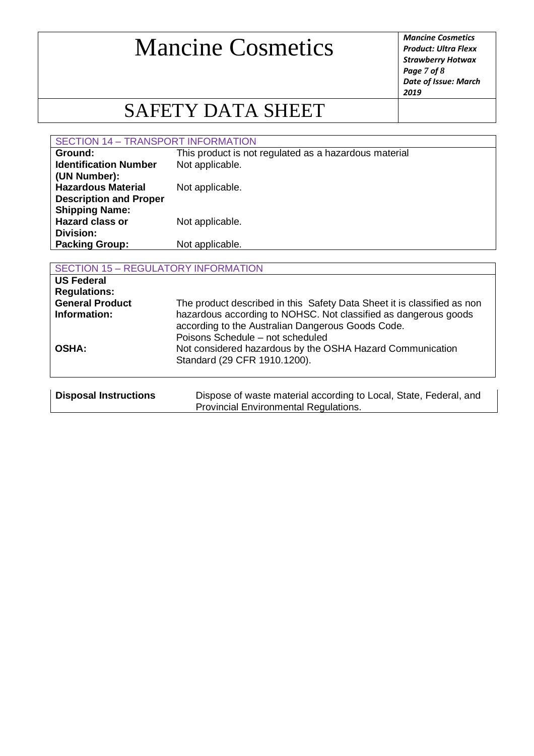# Mancine Cosmetics

## SAFETY DATA SHEET

### SECTION 14 – TRANSPORT INFORMATION

| | |
|---|---|
| **Ground:** | This product is not regulated as a hazardous material |
| **Identification Number (UN Number):** | Not applicable. |
| **Hazardous Material Description and Proper Shipping Name:** | Not applicable. |
| **Hazard class or Division:** | Not applicable. |
| **Packing Group:** | Not applicable. |

### SECTION 15 – REGULATORY INFORMATION

| | |
|---|---|
| **US Federal Regulations:** | |
| **General Product Information:** | The product described in this Safety Data Sheet it is classified as non hazardous according to NOHSC. Not classified as dangerous goods according to the Australian Dangerous Goods Code. Poisons Schedule – not scheduled |
| **OSHA:** | Not considered hazardous by the OSHA Hazard Communication Standard (29 CFR 1910.1200). |

| | |
|---|---|
| **Disposal Instructions** | Dispose of waste material according to Local, State, Federal, and Provincial Environmental Regulations. |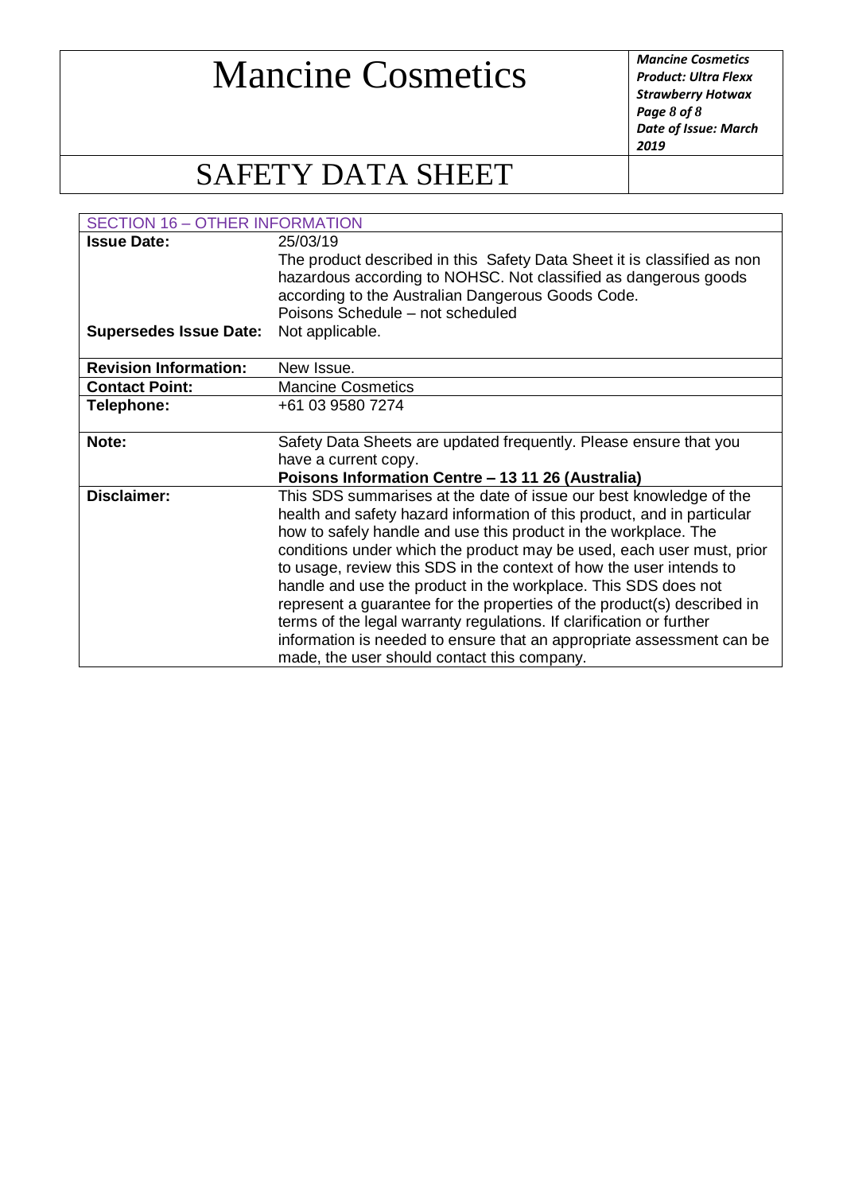# SECTION 16 – OTHER INFORMATION

| | |
|---|---|
| **Issue Date:** | 25/03/19<br>The product described in this Safety Data Sheet it is classified as non hazardous according to NOHSC. Not classified as dangerous goods according to the Australian Dangerous Goods Code.<br>Poisons Schedule – not scheduled |
| **Supersedes Issue Date:** | Not applicable. |
| **Revision Information:** | New Issue. |
| **Contact Point:** | Mancine Cosmetics |
| **Telephone:** | +61 03 9580 7274 |
| **Note:** | Safety Data Sheets are updated frequently. Please ensure that you have a current copy.<br>**Poisons Information Centre – 13 11 26 (Australia)** |
| **Disclaimer:** | This SDS summarises at the date of issue our best knowledge of the health and safety hazard information of this product, and in particular how to safely handle and use this product in the workplace. The conditions under which the product may be used, each user must, prior to usage, review this SDS in the context of how the user intends to handle and use the product in the workplace. This SDS does not represent a guarantee for the properties of the product(s) described in terms of the legal warranty regulations. If clarification or further information is needed to ensure that an appropriate assessment can be made, the user should contact this company. |